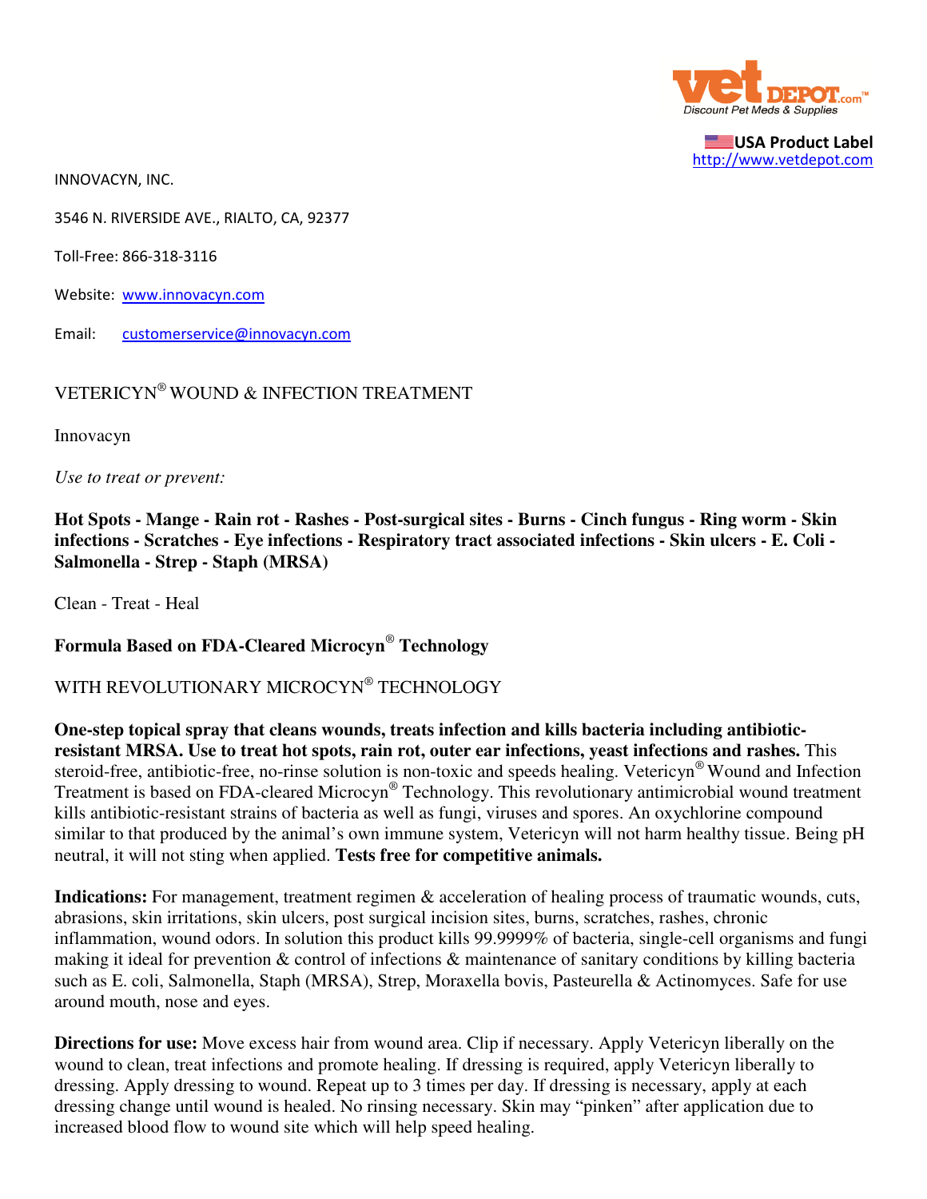**USA Product Label**
http://www.vetdepot.com

INNOVACYN, INC.

3546 N. RIVERSIDE AVE., RIALTO, CA, 92377

Toll-Free: 866-318-3116

Website: www.innovacyn.com

Email: customerservice@innovacyn.com

# VETERICYN® WOUND & INFECTION TREATMENT

Innovacyn

*Use to treat or prevent:*

**Hot Spots - Mange - Rain rot - Rashes - Post-surgical sites - Burns - Cinch fungus - Ring worm - Skin infections - Scratches - Eye infections - Respiratory tract associated infections - Skin ulcers - E. Coli - Salmonella - Strep - Staph (MRSA)**

Clean - Treat - Heal

**Formula Based on FDA-Cleared Microcyn® Technology**

WITH REVOLUTIONARY MICROCYN® TECHNOLOGY

**One-step topical spray that cleans wounds, treats infection and kills bacteria including antibiotic-resistant MRSA. Use to treat hot spots, rain rot, outer ear infections, yeast infections and rashes.** This steroid-free, antibiotic-free, no-rinse solution is non-toxic and speeds healing. Vetericyn® Wound and Infection Treatment is based on FDA-cleared Microcyn® Technology. This revolutionary antimicrobial wound treatment kills antibiotic-resistant strains of bacteria as well as fungi, viruses and spores. An oxychlorine compound similar to that produced by the animal's own immune system, Vetericyn will not harm healthy tissue. Being pH neutral, it will not sting when applied. **Tests free for competitive animals.**

**Indications:** For management, treatment regimen & acceleration of healing process of traumatic wounds, cuts, abrasions, skin irritations, skin ulcers, post surgical incision sites, burns, scratches, rashes, chronic inflammation, wound odors. In solution this product kills 99.9999% of bacteria, single-cell organisms and fungi making it ideal for prevention & control of infections & maintenance of sanitary conditions by killing bacteria such as E. coli, Salmonella, Staph (MRSA), Strep, Moraxella bovis, Pasteurella & Actinomyces. Safe for use around mouth, nose and eyes.

**Directions for use:** Move excess hair from wound area. Clip if necessary. Apply Vetericyn liberally on the wound to clean, treat infections and promote healing. If dressing is required, apply Vetericyn liberally to dressing. Apply dressing to wound. Repeat up to 3 times per day. If dressing is necessary, apply at each dressing change until wound is healed. No rinsing necessary. Skin may "pinken" after application due to increased blood flow to wound site which will help speed healing.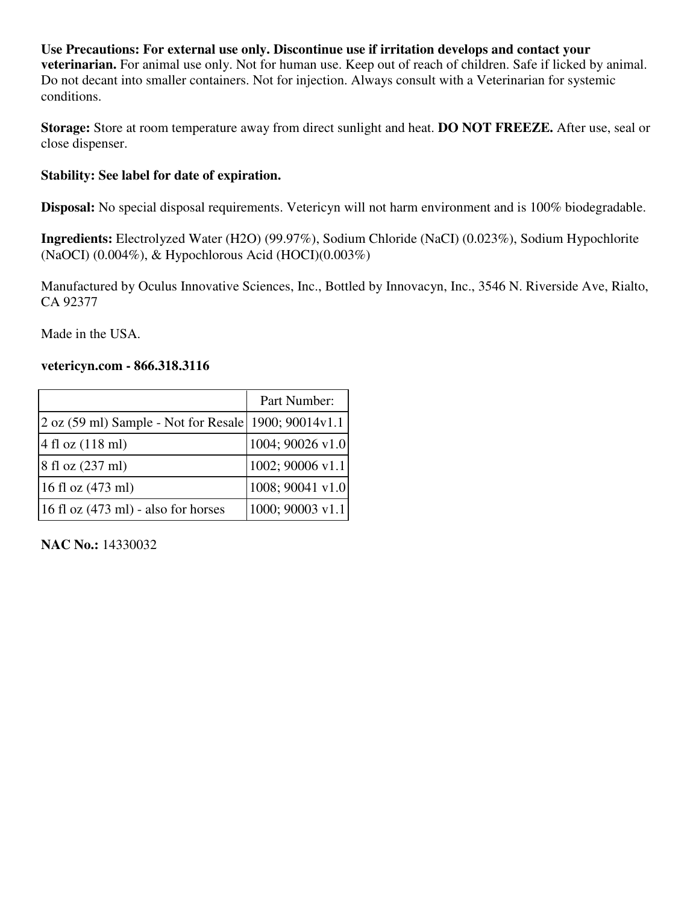**Use Precautions: For external use only. Discontinue use if irritation develops and contact your veterinarian.** For animal use only. Not for human use. Keep out of reach of children. Safe if licked by animal. Do not decant into smaller containers. Not for injection. Always consult with a Veterinarian for systemic conditions.

**Storage:** Store at room temperature away from direct sunlight and heat. **DO NOT FREEZE.** After use, seal or close dispenser.

**Stability: See label for date of expiration.**

**Disposal:** No special disposal requirements. Vetericyn will not harm environment and is 100% biodegradable.

**Ingredients:** Electrolyzed Water ($H_2O$) (99.97%), Sodium Chloride (NaCI) (0.023%), Sodium Hypochlorite (NaOCI) (0.004%), & Hypochlorous Acid (HOCI)(0.003%)

Manufactured by Oculus Innovative Sciences, Inc., Bottled by Innovacyn, Inc., 3546 N. Riverside Ave, Rialto, CA 92377

Made in the USA.

**vetericyn.com - 866.318.3116**

| | Part Number: |
|---|---|
| 2 oz (59 ml) Sample - Not for Resale | 1900; 90014v1.1 |
| 4 fl oz (118 ml) | 1004; 90026 v1.0 |
| 8 fl oz (237 ml) | 1002; 90006 v1.1 |
| 16 fl oz (473 ml) | 1008; 90041 v1.0 |
| 16 fl oz (473 ml) - also for horses | 1000; 90003 v1.1 |

**NAC No.:** 14330032